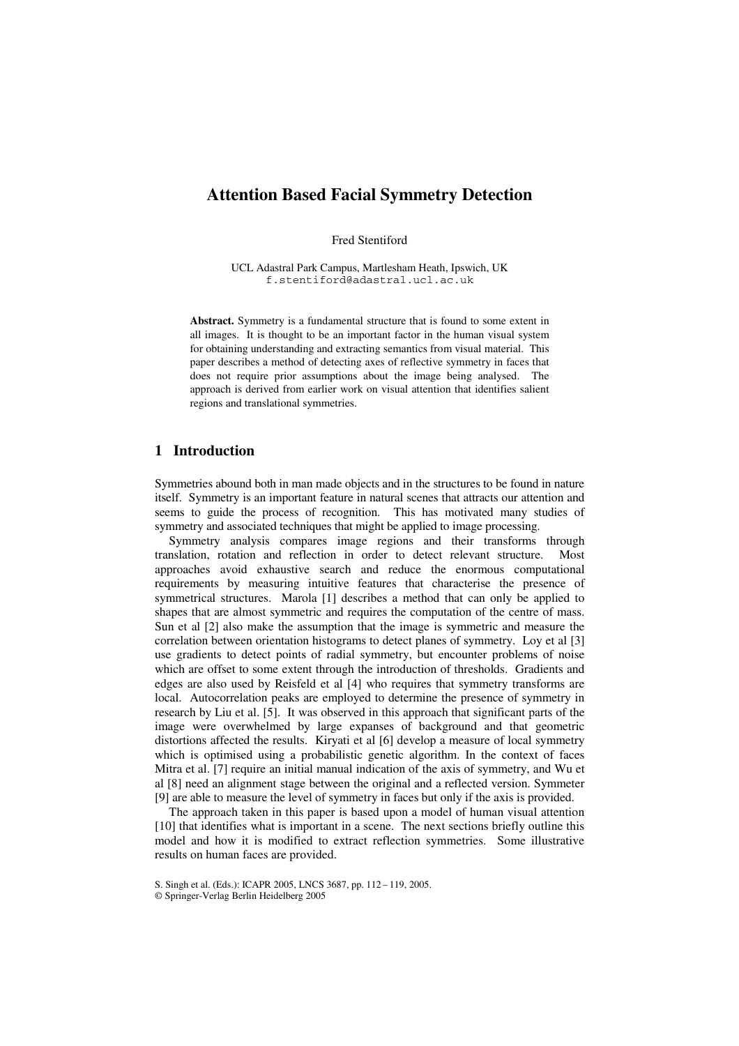# Attention Based Facial Symmetry Detection

Fred Stentiford

UCL Adastral Park Campus, Martlesham Heath, Ipswich, UK
f.stentiford@adastral.ucl.ac.uk

**Abstract.** Symmetry is a fundamental structure that is found to some extent in all images. It is thought to be an important factor in the human visual system for obtaining understanding and extracting semantics from visual material. This paper describes a method of detecting axes of reflective symmetry in faces that does not require prior assumptions about the image being analysed. The approach is derived from earlier work on visual attention that identifies salient regions and translational symmetries.

## 1 Introduction

Symmetries abound both in man made objects and in the structures to be found in nature itself. Symmetry is an important feature in natural scenes that attracts our attention and seems to guide the process of recognition. This has motivated many studies of symmetry and associated techniques that might be applied to image processing.

Symmetry analysis compares image regions and their transforms through translation, rotation and reflection in order to detect relevant structure. Most approaches avoid exhaustive search and reduce the enormous computational requirements by measuring intuitive features that characterise the presence of symmetrical structures. Marola [1] describes a method that can only be applied to shapes that are almost symmetric and requires the computation of the centre of mass. Sun et al [2] also make the assumption that the image is symmetric and measure the correlation between orientation histograms to detect planes of symmetry. Loy et al [3] use gradients to detect points of radial symmetry, but encounter problems of noise which are offset to some extent through the introduction of thresholds. Gradients and edges are also used by Reisfeld et al [4] who requires that symmetry transforms are local. Autocorrelation peaks are employed to determine the presence of symmetry in research by Liu et al. [5]. It was observed in this approach that significant parts of the image were overwhelmed by large expanses of background and that geometric distortions affected the results. Kiryati et al [6] develop a measure of local symmetry which is optimised using a probabilistic genetic algorithm. In the context of faces Mitra et al. [7] require an initial manual indication of the axis of symmetry, and Wu et al [8] need an alignment stage between the original and a reflected version. Symmeter [9] are able to measure the level of symmetry in faces but only if the axis is provided.

The approach taken in this paper is based upon a model of human visual attention [10] that identifies what is important in a scene. The next sections briefly outline this model and how it is modified to extract reflection symmetries. Some illustrative results on human faces are provided.

S. Singh et al. (Eds.): ICAPR 2005, LNCS 3687, pp. 112 – 119, 2005.
© Springer-Verlag Berlin Heidelberg 2005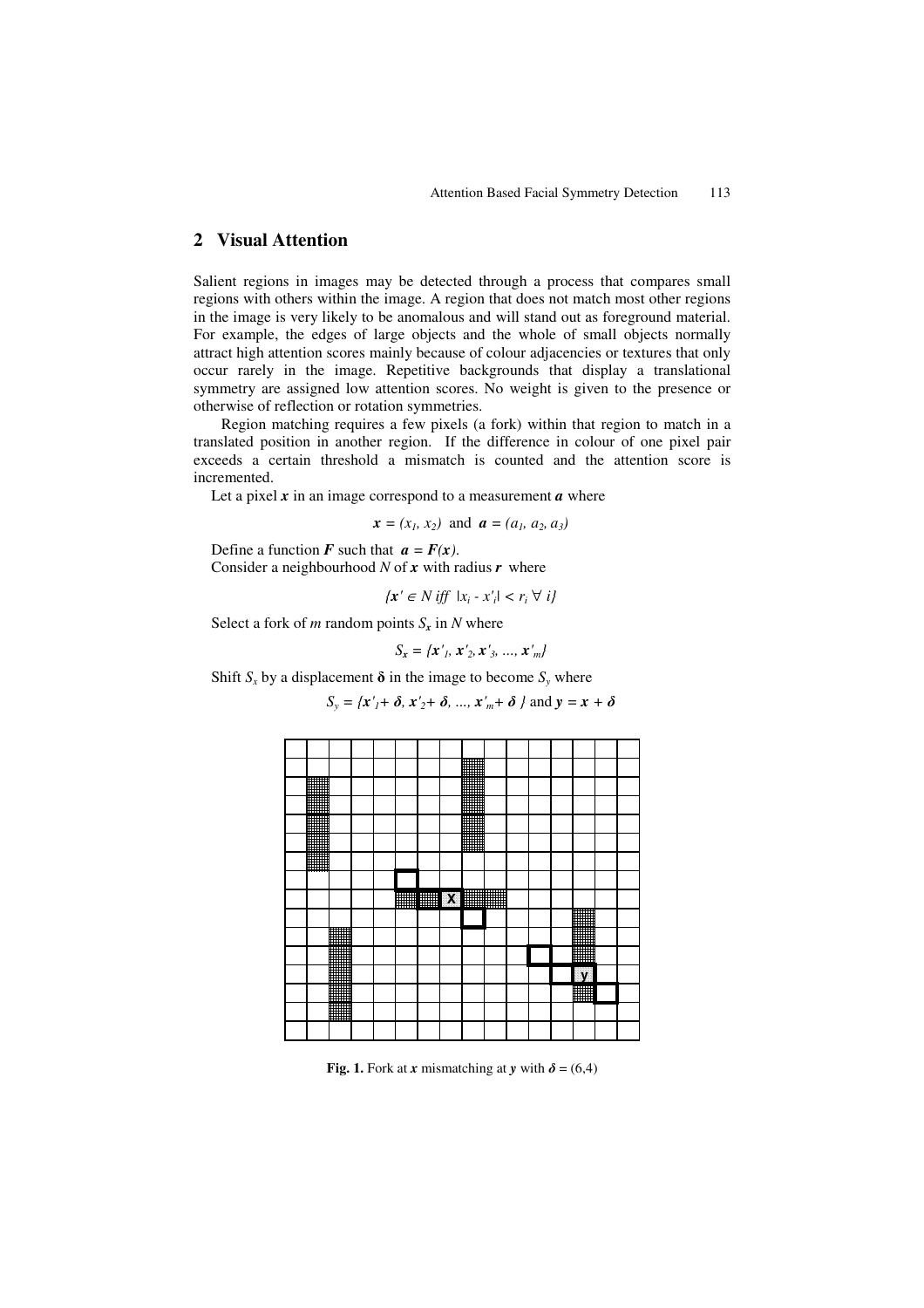## 2 Visual Attention

Salient regions in images may be detected through a process that compares small regions with others within the image. A region that does not match most other regions in the image is very likely to be anomalous and will stand out as foreground material. For example, the edges of large objects and the whole of small objects normally attract high attention scores mainly because of colour adjacencies or textures that only occur rarely in the image. Repetitive backgrounds that display a translational symmetry are assigned low attention scores. No weight is given to the presence or otherwise of reflection or rotation symmetries.

Region matching requires a few pixels (a fork) within that region to match in a translated position in another region. If the difference in colour of one pixel pair exceeds a certain threshold a mismatch is counted and the attention score is incremented.

Let a pixel $\boldsymbol{x}$ in an image correspond to a measurement $\boldsymbol{a}$ where

$$\boldsymbol{x} = (x_1, x_2) \text{ and } \boldsymbol{a} = (a_1, a_2, a_3)$$

Define a function $\boldsymbol{F}$ such that $\boldsymbol{a} = \boldsymbol{F}(\boldsymbol{x})$.

Consider a neighbourhood $N$ of $\boldsymbol{x}$ with radius $\boldsymbol{r}$ where

$$\{\boldsymbol{x}' \in N \text{ iff } |x_i - x'_i| < r_i \; \forall \; i\}$$

Select a fork of $m$ random points $S_{\boldsymbol{x}}$ in $N$ where

$$S_{\boldsymbol{x}} = \{\boldsymbol{x}'_1, \boldsymbol{x}'_2, \boldsymbol{x}'_3, ..., \boldsymbol{x}'_m\}$$

Shift $S_x$ by a displacement $\boldsymbol{\delta}$ in the image to become $S_y$ where

$$S_y = \{\boldsymbol{x}'_1 + \boldsymbol{\delta}, \boldsymbol{x}'_2 + \boldsymbol{\delta}, ..., \boldsymbol{x}'_m + \boldsymbol{\delta}\} \text{ and } \boldsymbol{y} = \boldsymbol{x} + \boldsymbol{\delta}$$

**Fig. 1.** Fork at $\boldsymbol{x}$ mismatching at $\boldsymbol{y}$ with $\boldsymbol{\delta} = (6,4)$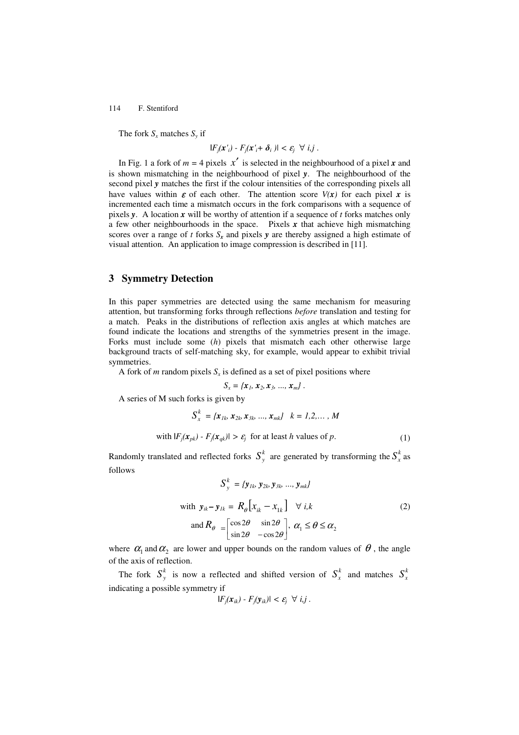The fork $S_x$ matches $S_y$ if

$$|F_j(\boldsymbol{x}'_i) - F_j(\boldsymbol{x}'_i + \boldsymbol{\delta}_i)| < \varepsilon_j \quad \forall \; i,j \; .$$

In Fig. 1 a fork of $m = 4$ pixels $x'$ is selected in the neighbourhood of a pixel $\boldsymbol{x}$ and is shown mismatching in the neighbourhood of pixel $\boldsymbol{y}$. The neighbourhood of the second pixel $\boldsymbol{y}$ matches the first if the colour intensities of the corresponding pixels all have values within $\boldsymbol{\varepsilon}$ of each other. The attention score $V(\boldsymbol{x})$ for each pixel $\boldsymbol{x}$ is incremented each time a mismatch occurs in the fork comparisons with a sequence of pixels $\boldsymbol{y}$. A location $\boldsymbol{x}$ will be worthy of attention if a sequence of $t$ forks matches only a few other neighbourhoods in the space. Pixels $\boldsymbol{x}$ that achieve high mismatching scores over a range of $t$ forks $S_x$ and pixels $\boldsymbol{y}$ are thereby assigned a high estimate of visual attention. An application to image compression is described in [11].

## 3 Symmetry Detection

In this paper symmetries are detected using the same mechanism for measuring attention, but transforming forks through reflections *before* translation and testing for a match. Peaks in the distributions of reflection axis angles at which matches are found indicate the locations and strengths of the symmetries present in the image. Forks must include some ($h$) pixels that mismatch each other otherwise large background tracts of self-matching sky, for example, would appear to exhibit trivial symmetries.

A fork of $m$ random pixels $S_x$ is defined as a set of pixel positions where

$$S_x = \{\boldsymbol{x}_1, \boldsymbol{x}_2, \boldsymbol{x}_3, \ldots, \boldsymbol{x}_m\} \; .$$

A series of M such forks is given by

$$S_x^k = \{\boldsymbol{x}_{1k}, \boldsymbol{x}_{2k}, \boldsymbol{x}_{3k}, \ldots, \boldsymbol{x}_{mk}\} \quad k = 1,2,\ldots, M$$

$$\text{with } |F_j(\boldsymbol{x}_{pk}) - F_j(\boldsymbol{x}_{qk})| > \varepsilon_j \;\; \text{for at least } h \text{ values of } p. \tag{1}$$

Randomly translated and reflected forks $S_y^k$ are generated by transforming the $S_x^k$ as follows

$$S_y^k = \{\boldsymbol{y}_{1k}, \boldsymbol{y}_{2k}, \boldsymbol{y}_{3k}, \ldots, \boldsymbol{y}_{mk}\}$$

$$\text{with } \boldsymbol{y}_{ik} - \boldsymbol{y}_{1k} = R_\theta\left[x_{ik} - x_{1k}\right] \quad \forall \; i,k \tag{2}$$

$$\text{and } R_\theta = \begin{bmatrix} \cos 2\theta & \sin 2\theta \\ \sin 2\theta & -\cos 2\theta \end{bmatrix}, \; \alpha_1 \le \theta \le \alpha_2$$

where $\alpha_1$ and $\alpha_2$ are lower and upper bounds on the random values of $\theta$, the angle of the axis of reflection.

The fork $S_y^k$ is now a reflected and shifted version of $S_x^k$ and matches $S_x^k$ indicating a possible symmetry if

$$|F_j(\boldsymbol{x}_{ik}) - F_j(\boldsymbol{y}_{ik})| < \varepsilon_j \quad \forall \; i,j \; .$$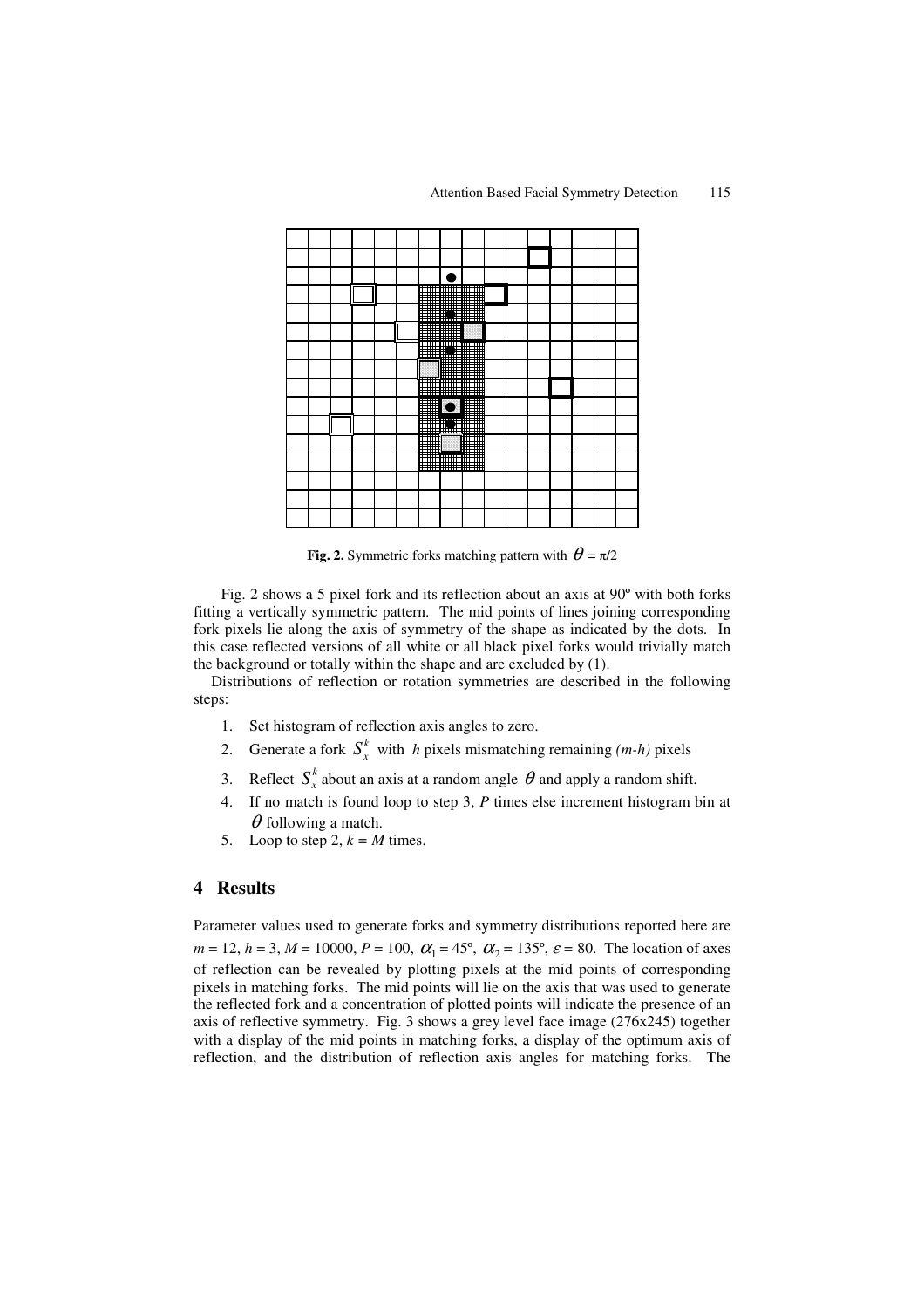**Fig. 2.** Symmetric forks matching pattern with $\theta = \pi/2$

Fig. 2 shows a 5 pixel fork and its reflection about an axis at 90º with both forks fitting a vertically symmetric pattern. The mid points of lines joining corresponding fork pixels lie along the axis of symmetry of the shape as indicated by the dots. In this case reflected versions of all white or all black pixel forks would trivially match the background or totally within the shape and are excluded by (1).

Distributions of reflection or rotation symmetries are described in the following steps:

1. Set histogram of reflection axis angles to zero.
2. Generate a fork $S_x^k$ with $h$ pixels mismatching remaining *(m-h)* pixels
3. Reflect $S_x^k$ about an axis at a random angle $\theta$ and apply a random shift.
4. If no match is found loop to step 3, $P$ times else increment histogram bin at $\theta$ following a match.
5. Loop to step 2, $k = M$ times.

## 4 Results

Parameter values used to generate forks and symmetry distributions reported here are $m = 12$, $h = 3$, $M = 10000$, $P = 100$, $\alpha_1 = 45º$, $\alpha_2 = 135º$, $\varepsilon = 80$. The location of axes of reflection can be revealed by plotting pixels at the mid points of corresponding pixels in matching forks. The mid points will lie on the axis that was used to generate the reflected fork and a concentration of plotted points will indicate the presence of an axis of reflective symmetry. Fig. 3 shows a grey level face image (276x245) together with a display of the mid points in matching forks, a display of the optimum axis of reflection, and the distribution of reflection axis angles for matching forks. The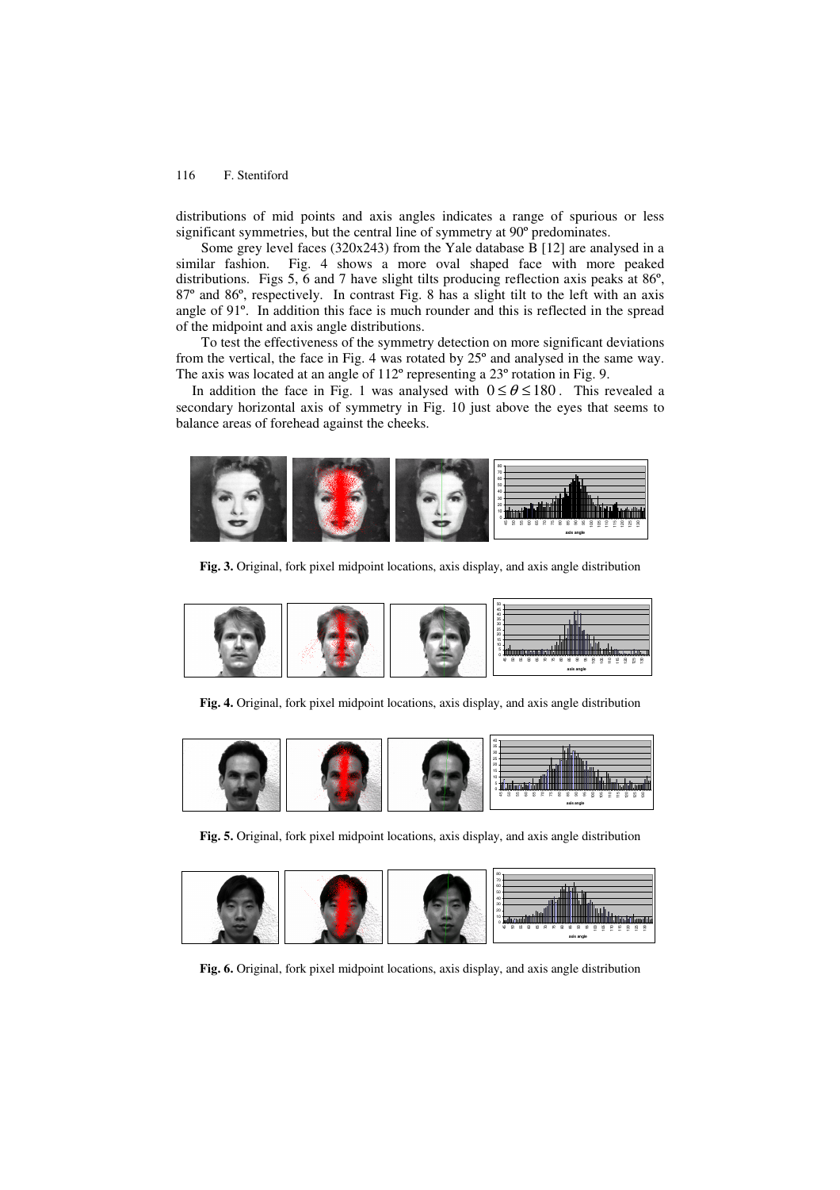distributions of mid points and axis angles indicates a range of spurious or less significant symmetries, but the central line of symmetry at 90º predominates.

Some grey level faces (320x243) from the Yale database B [12] are analysed in a similar fashion. Fig. 4 shows a more oval shaped face with more peaked distributions. Figs 5, 6 and 7 have slight tilts producing reflection axis peaks at 86º, 87º and 86º, respectively. In contrast Fig. 8 has a slight tilt to the left with an axis angle of 91º. In addition this face is much rounder and this is reflected in the spread of the midpoint and axis angle distributions.

To test the effectiveness of the symmetry detection on more significant deviations from the vertical, the face in Fig. 4 was rotated by 25º and analysed in the same way. The axis was located at an angle of 112º representing a 23º rotation in Fig. 9.

In addition the face in Fig. 1 was analysed with $0 \le \theta \le 180$. This revealed a secondary horizontal axis of symmetry in Fig. 10 just above the eyes that seems to balance areas of forehead against the cheeks.

**Fig. 3.** Original, fork pixel midpoint locations, axis display, and axis angle distribution

**Fig. 4.** Original, fork pixel midpoint locations, axis display, and axis angle distribution

**Fig. 5.** Original, fork pixel midpoint locations, axis display, and axis angle distribution

**Fig. 6.** Original, fork pixel midpoint locations, axis display, and axis angle distribution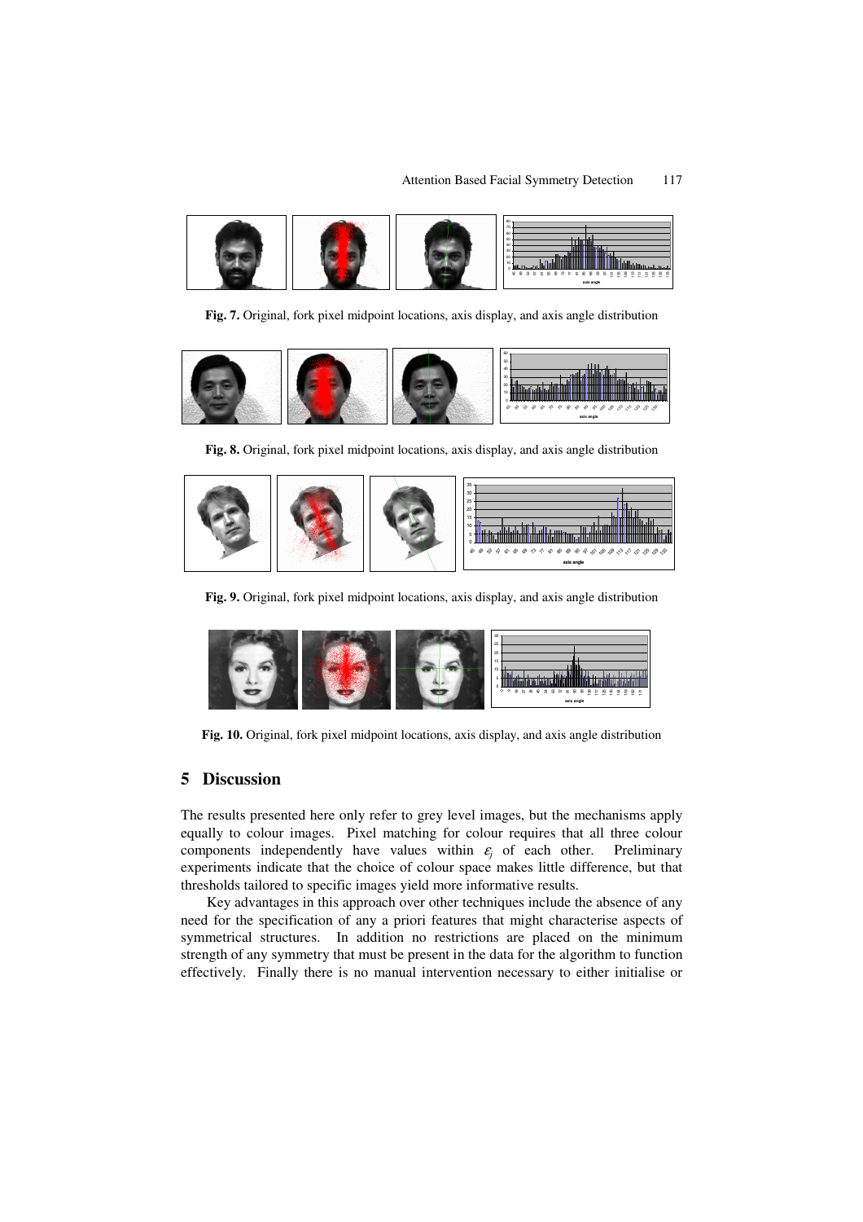**Fig. 7.** Original, fork pixel midpoint locations, axis display, and axis angle distribution

**Fig. 8.** Original, fork pixel midpoint locations, axis display, and axis angle distribution

**Fig. 9.** Original, fork pixel midpoint locations, axis display, and axis angle distribution

**Fig. 10.** Original, fork pixel midpoint locations, axis display, and axis angle distribution

## 5 Discussion

The results presented here only refer to grey level images, but the mechanisms apply equally to colour images. Pixel matching for colour requires that all three colour components independently have values within $\varepsilon_j$ of each other. Preliminary experiments indicate that the choice of colour space makes little difference, but that thresholds tailored to specific images yield more informative results.

Key advantages in this approach over other techniques include the absence of any need for the specification of any a priori features that might characterise aspects of symmetrical structures. In addition no restrictions are placed on the minimum strength of any symmetry that must be present in the data for the algorithm to function effectively. Finally there is no manual intervention necessary to either initialise or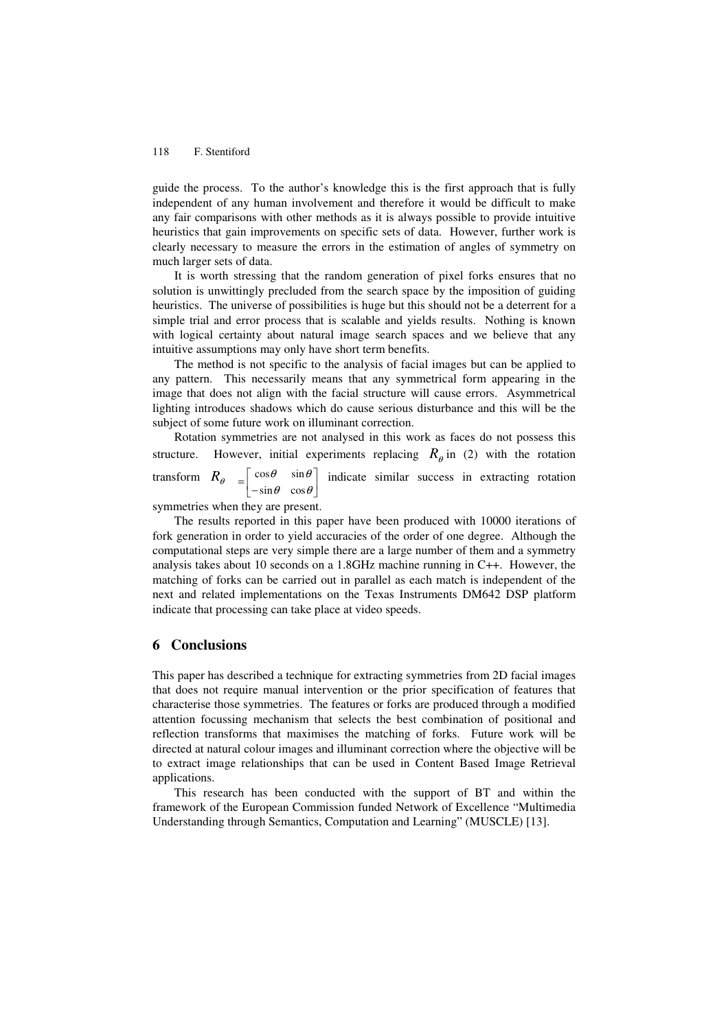guide the process. To the author's knowledge this is the first approach that is fully independent of any human involvement and therefore it would be difficult to make any fair comparisons with other methods as it is always possible to provide intuitive heuristics that gain improvements on specific sets of data. However, further work is clearly necessary to measure the errors in the estimation of angles of symmetry on much larger sets of data.

It is worth stressing that the random generation of pixel forks ensures that no solution is unwittingly precluded from the search space by the imposition of guiding heuristics. The universe of possibilities is huge but this should not be a deterrent for a simple trial and error process that is scalable and yields results. Nothing is known with logical certainty about natural image search spaces and we believe that any intuitive assumptions may only have short term benefits.

The method is not specific to the analysis of facial images but can be applied to any pattern. This necessarily means that any symmetrical form appearing in the image that does not align with the facial structure will cause errors. Asymmetrical lighting introduces shadows which do cause serious disturbance and this will be the subject of some future work on illuminant correction.

Rotation symmetries are not analysed in this work as faces do not possess this structure. However, initial experiments replacing $R_\theta$ in (2) with the rotation transform $R_\theta = \begin{bmatrix} \cos\theta & \sin\theta \\ -\sin\theta & \cos\theta \end{bmatrix}$ indicate similar success in extracting rotation symmetries when they are present.

The results reported in this paper have been produced with 10000 iterations of fork generation in order to yield accuracies of the order of one degree. Although the computational steps are very simple there are a large number of them and a symmetry analysis takes about 10 seconds on a 1.8GHz machine running in C++. However, the matching of forks can be carried out in parallel as each match is independent of the next and related implementations on the Texas Instruments DM642 DSP platform indicate that processing can take place at video speeds.

## 6 Conclusions

This paper has described a technique for extracting symmetries from 2D facial images that does not require manual intervention or the prior specification of features that characterise those symmetries. The features or forks are produced through a modified attention focussing mechanism that selects the best combination of positional and reflection transforms that maximises the matching of forks. Future work will be directed at natural colour images and illuminant correction where the objective will be to extract image relationships that can be used in Content Based Image Retrieval applications.

This research has been conducted with the support of BT and within the framework of the European Commission funded Network of Excellence "Multimedia Understanding through Semantics, Computation and Learning" (MUSCLE) [13].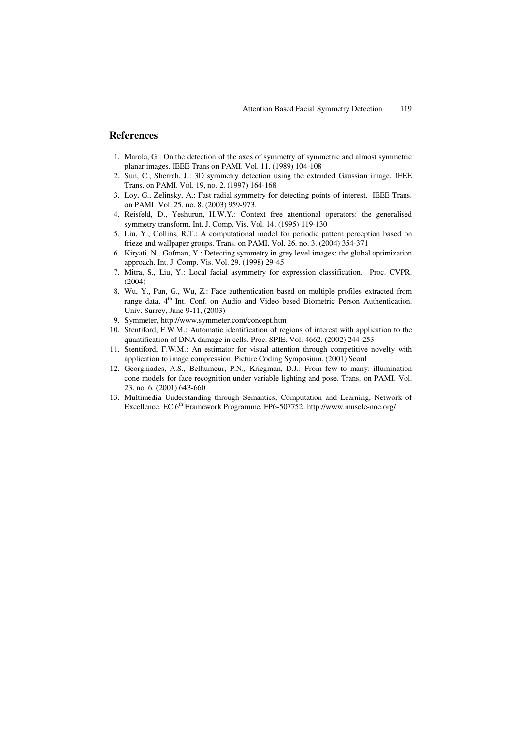## References

1. Marola, G.: On the detection of the axes of symmetry of symmetric and almost symmetric planar images. IEEE Trans on PAMI. Vol. 11. (1989) 104-108
2. Sun, C., Sherrah, J.: 3D symmetry detection using the extended Gaussian image. IEEE Trans. on PAMI. Vol. 19, no. 2. (1997) 164-168
3. Loy, G., Zelinsky, A.: Fast radial symmetry for detecting points of interest. IEEE Trans. on PAMI. Vol. 25. no. 8. (2003) 959-973.
4. Reisfeld, D., Yeshurun, H.W.Y.: Context free attentional operators: the generalised symmetry transform. Int. J. Comp. Vis. Vol. 14. (1995) 119-130
5. Liu, Y., Collins, R.T.: A computational model for periodic pattern perception based on frieze and wallpaper groups. Trans. on PAMI. Vol. 26. no. 3. (2004) 354-371
6. Kiryati, N., Gofman, Y.: Detecting symmetry in grey level images: the global optimization approach. Int. J. Comp. Vis. Vol. 29. (1998) 29-45
7. Mitra, S., Liu, Y.: Local facial asymmetry for expression classification. Proc. CVPR. (2004)
8. Wu, Y., Pan, G., Wu, Z.: Face authentication based on multiple profiles extracted from range data. 4th Int. Conf. on Audio and Video based Biometric Person Authentication. Univ. Surrey, June 9-11, (2003)
9. Symmeter, http://www.symmeter.com/concept.htm
10. Stentiford, F.W.M.: Automatic identification of regions of interest with application to the quantification of DNA damage in cells. Proc. SPIE. Vol. 4662. (2002) 244-253
11. Stentiford, F.W.M.: An estimator for visual attention through competitive novelty with application to image compression. Picture Coding Symposium. (2001) Seoul
12. Georghiades, A.S., Belhumeur, P.N., Kriegman, D.J.: From few to many: illumination cone models for face recognition under variable lighting and pose. Trans. on PAMI. Vol. 23. no. 6. (2001) 643-660
13. Multimedia Understanding through Semantics, Computation and Learning, Network of Excellence. EC 6th Framework Programme. FP6-507752. http://www.muscle-noe.org/